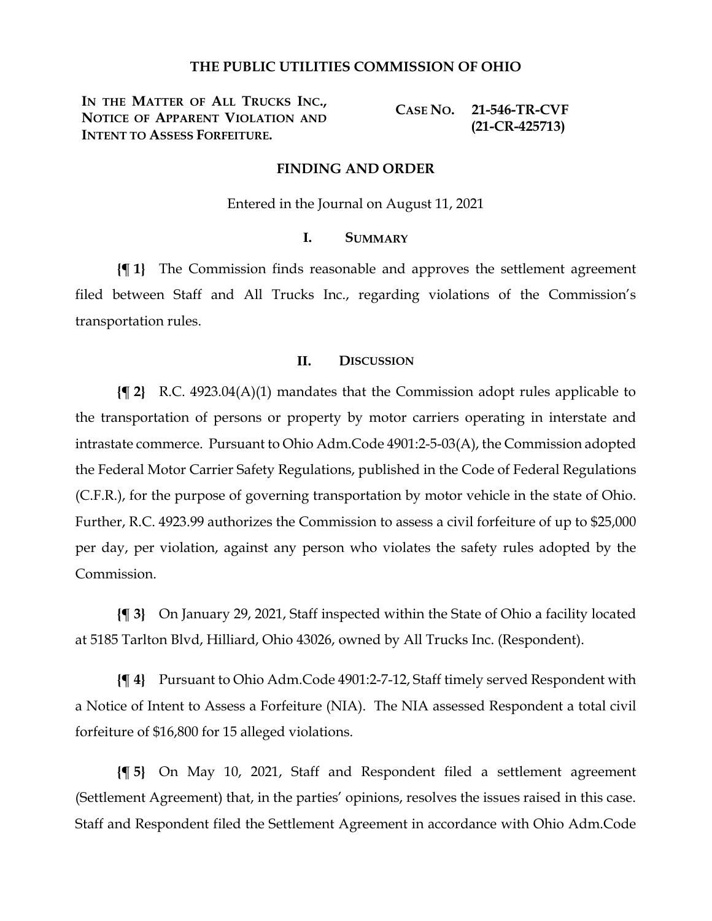# THE PUBLIC UTILITIES COMMISSION OF OHIO

| | |
|---|---|
| **IN THE MATTER OF ALL TRUCKS INC., NOTICE OF APPARENT VIOLATION AND INTENT TO ASSESS FORFEITURE.** | **CASE NO. 21-546-TR-CVF (21-CR-425713)** |

## FINDING AND ORDER

Entered in the Journal on August 11, 2021

### I. SUMMARY

**{¶ 1}** The Commission finds reasonable and approves the settlement agreement filed between Staff and All Trucks Inc., regarding violations of the Commission's transportation rules.

### II. DISCUSSION

**{¶ 2}** R.C. 4923.04(A)(1) mandates that the Commission adopt rules applicable to the transportation of persons or property by motor carriers operating in interstate and intrastate commerce. Pursuant to Ohio Adm.Code 4901:2-5-03(A), the Commission adopted the Federal Motor Carrier Safety Regulations, published in the Code of Federal Regulations (C.F.R.), for the purpose of governing transportation by motor vehicle in the state of Ohio. Further, R.C. 4923.99 authorizes the Commission to assess a civil forfeiture of up to $25,000 per day, per violation, against any person who violates the safety rules adopted by the Commission.

**{¶ 3}** On January 29, 2021, Staff inspected within the State of Ohio a facility located at 5185 Tarlton Blvd, Hilliard, Ohio 43026, owned by All Trucks Inc. (Respondent).

**{¶ 4}** Pursuant to Ohio Adm.Code 4901:2-7-12, Staff timely served Respondent with a Notice of Intent to Assess a Forfeiture (NIA). The NIA assessed Respondent a total civil forfeiture of $16,800 for 15 alleged violations.

**{¶ 5}** On May 10, 2021, Staff and Respondent filed a settlement agreement (Settlement Agreement) that, in the parties' opinions, resolves the issues raised in this case. Staff and Respondent filed the Settlement Agreement in accordance with Ohio Adm.Code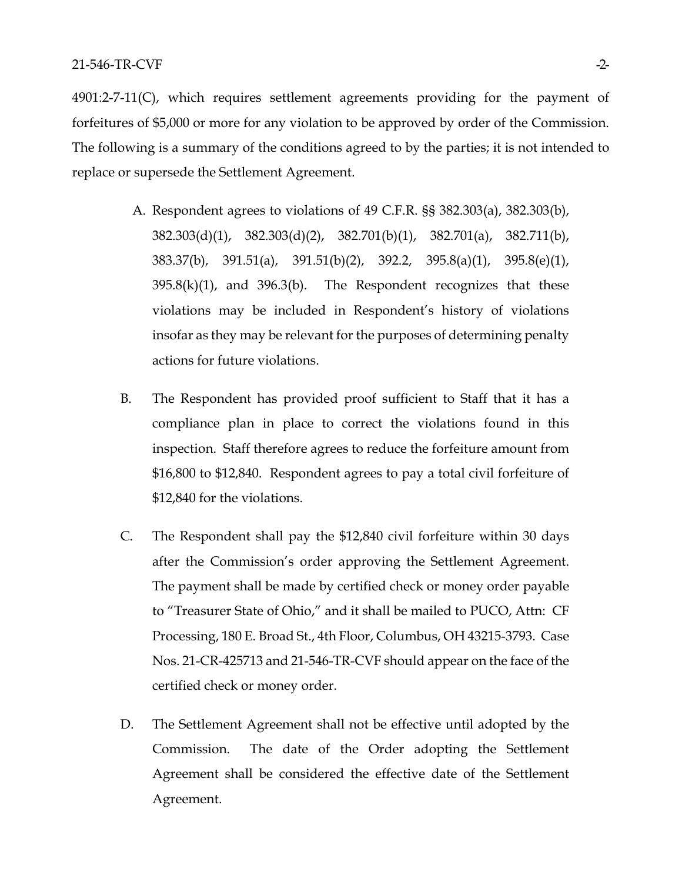4901:2-7-11(C), which requires settlement agreements providing for the payment of forfeitures of $5,000 or more for any violation to be approved by order of the Commission. The following is a summary of the conditions agreed to by the parties; it is not intended to replace or supersede the Settlement Agreement.

A. Respondent agrees to violations of 49 C.F.R. §§ 382.303(a), 382.303(b), 382.303(d)(1), 382.303(d)(2), 382.701(b)(1), 382.701(a), 382.711(b), 383.37(b), 391.51(a), 391.51(b)(2), 392.2, 395.8(a)(1), 395.8(e)(1), 395.8(k)(1), and 396.3(b). The Respondent recognizes that these violations may be included in Respondent's history of violations insofar as they may be relevant for the purposes of determining penalty actions for future violations.

B. The Respondent has provided proof sufficient to Staff that it has a compliance plan in place to correct the violations found in this inspection. Staff therefore agrees to reduce the forfeiture amount from $16,800 to $12,840. Respondent agrees to pay a total civil forfeiture of $12,840 for the violations.

C. The Respondent shall pay the $12,840 civil forfeiture within 30 days after the Commission's order approving the Settlement Agreement. The payment shall be made by certified check or money order payable to "Treasurer State of Ohio," and it shall be mailed to PUCO, Attn: CF Processing, 180 E. Broad St., 4th Floor, Columbus, OH 43215-3793. Case Nos. 21-CR-425713 and 21-546-TR-CVF should appear on the face of the certified check or money order.

D. The Settlement Agreement shall not be effective until adopted by the Commission. The date of the Order adopting the Settlement Agreement shall be considered the effective date of the Settlement Agreement.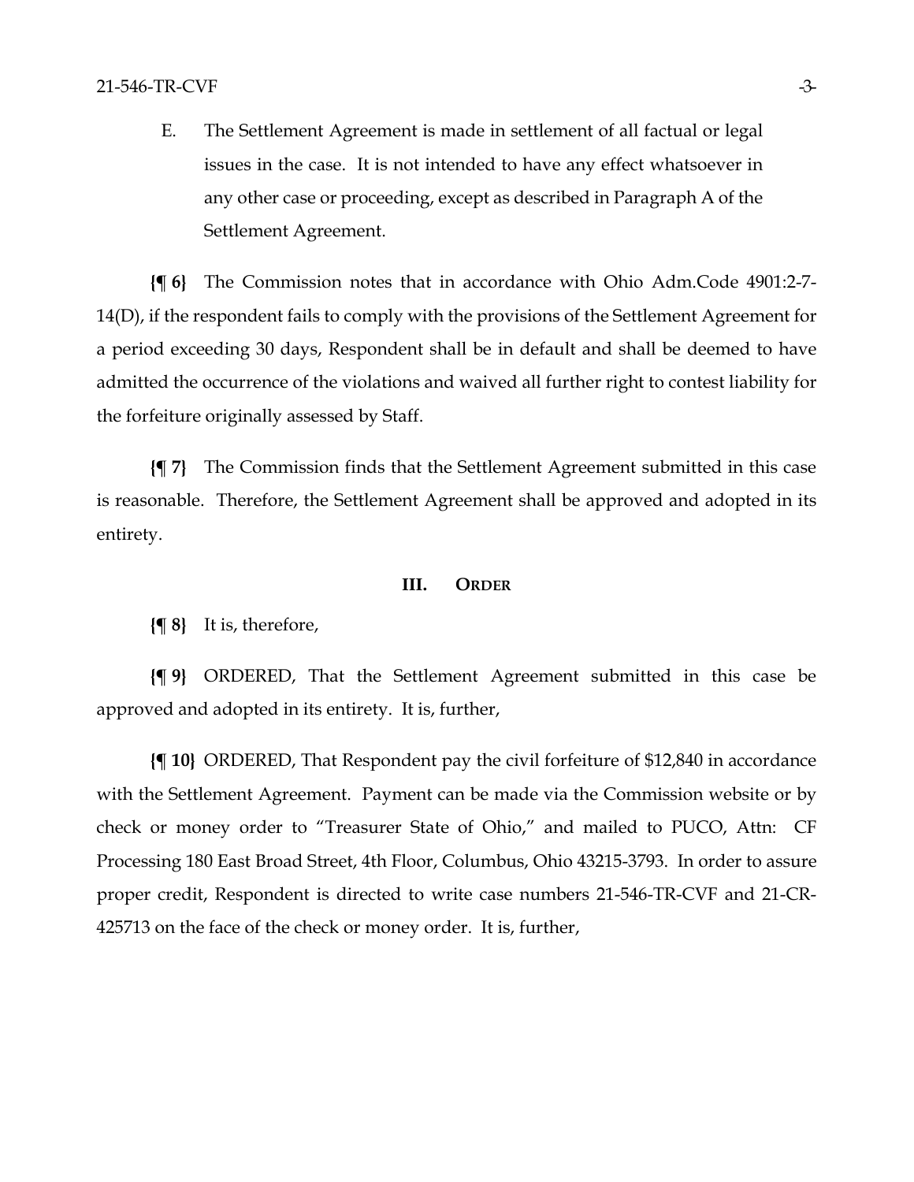E. The Settlement Agreement is made in settlement of all factual or legal issues in the case. It is not intended to have any effect whatsoever in any other case or proceeding, except as described in Paragraph A of the Settlement Agreement.

**{¶ 6}** The Commission notes that in accordance with Ohio Adm.Code 4901:2-7-14(D), if the respondent fails to comply with the provisions of the Settlement Agreement for a period exceeding 30 days, Respondent shall be in default and shall be deemed to have admitted the occurrence of the violations and waived all further right to contest liability for the forfeiture originally assessed by Staff.

**{¶ 7}** The Commission finds that the Settlement Agreement submitted in this case is reasonable. Therefore, the Settlement Agreement shall be approved and adopted in its entirety.

## III. ORDER

**{¶ 8}** It is, therefore,

**{¶ 9}** ORDERED, That the Settlement Agreement submitted in this case be approved and adopted in its entirety. It is, further,

**{¶ 10}** ORDERED, That Respondent pay the civil forfeiture of $12,840 in accordance with the Settlement Agreement. Payment can be made via the Commission website or by check or money order to "Treasurer State of Ohio," and mailed to PUCO, Attn: CF Processing 180 East Broad Street, 4th Floor, Columbus, Ohio 43215-3793. In order to assure proper credit, Respondent is directed to write case numbers 21-546-TR-CVF and 21-CR-425713 on the face of the check or money order. It is, further,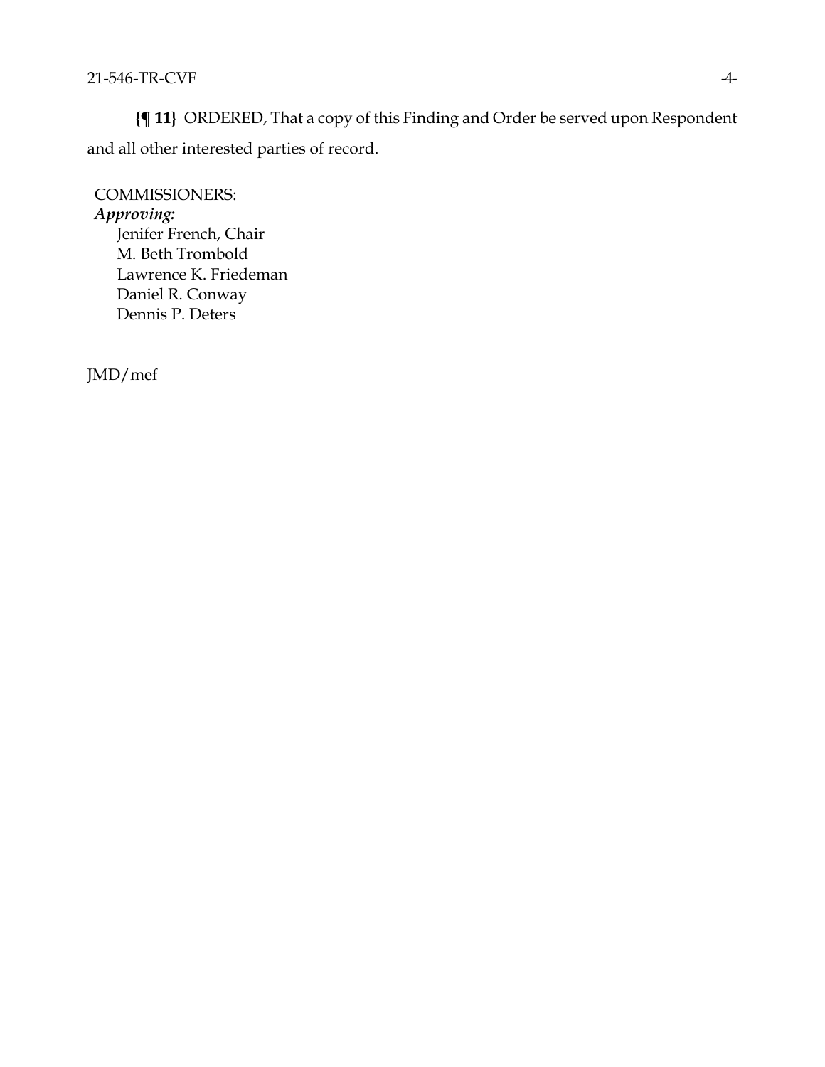**{¶ 11}** ORDERED, That a copy of this Finding and Order be served upon Respondent and all other interested parties of record.

COMMISSIONERS:

*Approving:*

Jenifer French, Chair
M. Beth Trombold
Lawrence K. Friedeman
Daniel R. Conway
Dennis P. Deters

JMD/mef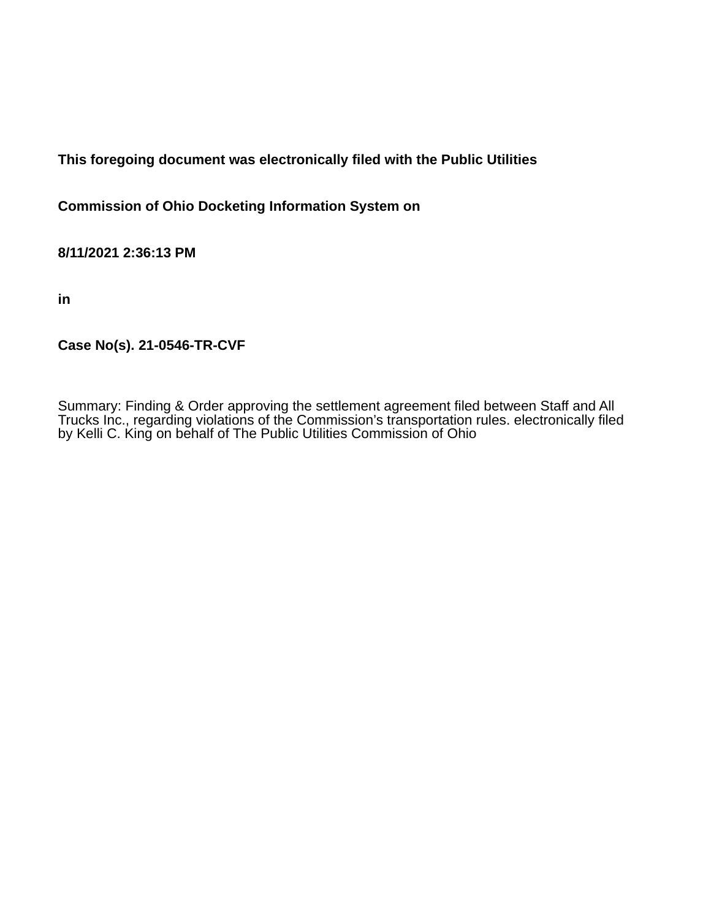**This foregoing document was electronically filed with the Public Utilities**

**Commission of Ohio Docketing Information System on**

**8/11/2021 2:36:13 PM**

**in**

**Case No(s). 21-0546-TR-CVF**

Summary: Finding & Order approving the settlement agreement filed between Staff and All Trucks Inc., regarding violations of the Commission's transportation rules. electronically filed by Kelli C. King on behalf of The Public Utilities Commission of Ohio